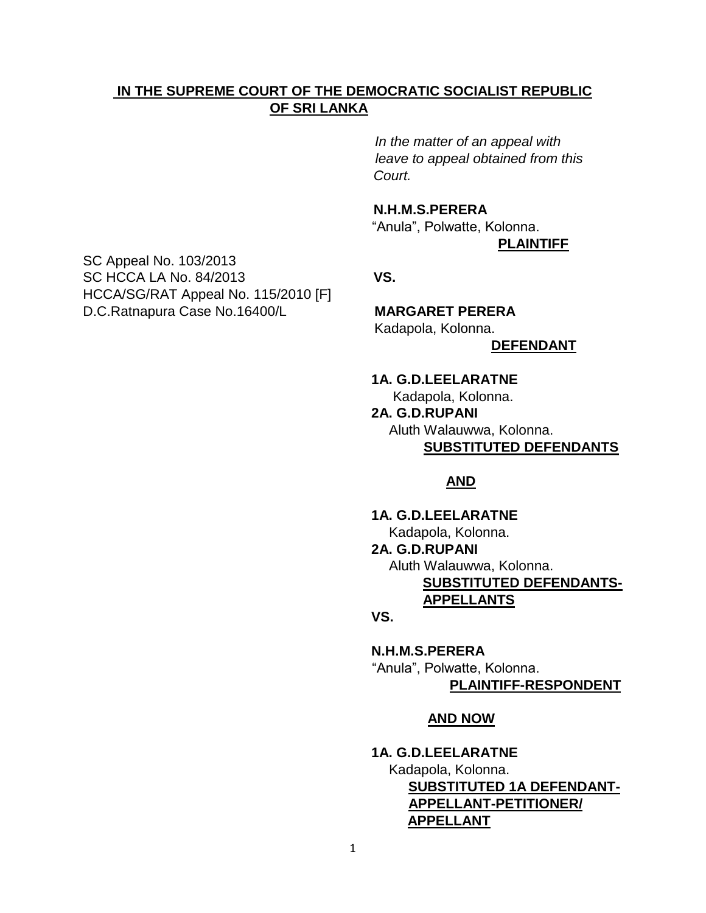**IN THE SUPREME COURT OF THE DEMOCRATIC SOCIALIST REPUBLIC OF SRI LANKA**

*In the matter of an appeal with leave to appeal obtained from this Court.*

**N.H.M.S.PERERA**
"Anula", Polwatte, Kolonna.
**PLAINTIFF**

SC Appeal No. 103/2013
SC HCCA LA No. 84/2013
HCCA/SG/RAT Appeal No. 115/2010 [F]
D.C.Ratnapura Case No.16400/L

**VS.**

**MARGARET PERERA**
Kadapola, Kolonna.
**DEFENDANT**

**1A. G.D.LEELARATNE**
Kadapola, Kolonna.
**2A. G.D.RUPANI**
Aluth Walauwwa, Kolonna.
**SUBSTITUTED DEFENDANTS**

**AND**

**1A. G.D.LEELARATNE**
Kadapola, Kolonna.
**2A. G.D.RUPANI**
Aluth Walauwwa, Kolonna.
**SUBSTITUTED DEFENDANTS-APPELLANTS**

**VS.**

**N.H.M.S.PERERA**
"Anula", Polwatte, Kolonna.
**PLAINTIFF-RESPONDENT**

**AND NOW**

**1A. G.D.LEELARATNE**
Kadapola, Kolonna.
**SUBSTITUTED 1A DEFENDANT-APPELLANT-PETITIONER/ APPELLANT**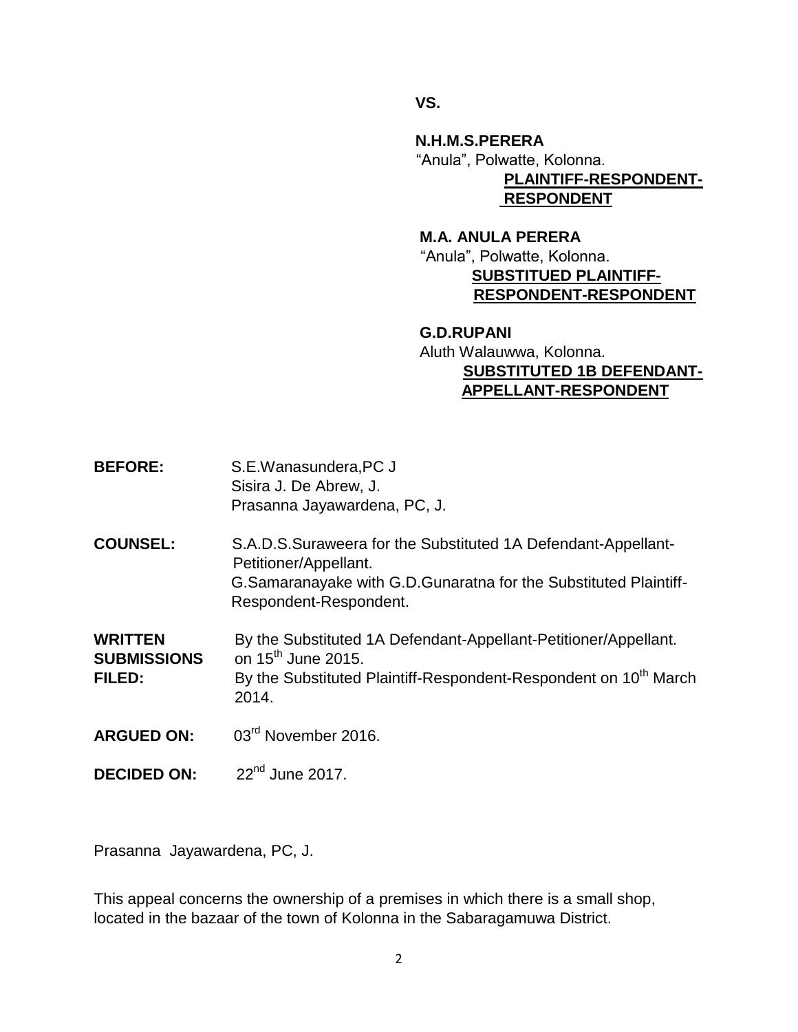**VS.**

**N.H.M.S.PERERA**
"Anula", Polwatte, Kolonna.
**PLAINTIFF-RESPONDENT-RESPONDENT**

**M.A. ANULA PERERA**
"Anula", Polwatte, Kolonna.
**SUBSTITUED PLAINTIFF-RESPONDENT-RESPONDENT**

**G.D.RUPANI**
Aluth Walauwwa, Kolonna.
**SUBSTITUTED 1B DEFENDANT-APPELLANT-RESPONDENT**

**BEFORE:** S.E.Wanasundera,PC J
Sisira J. De Abrew, J.
Prasanna Jayawardena, PC, J.

**COUNSEL:** S.A.D.S.Suraweera for the Substituted 1A Defendant-Appellant-Petitioner/Appellant.
G.Samaranayake with G.D.Gunaratna for the Substituted Plaintiff-Respondent-Respondent.

**WRITTEN SUBMISSIONS FILED:** By the Substituted 1A Defendant-Appellant-Petitioner/Appellant. on 15th June 2015.
By the Substituted Plaintiff-Respondent-Respondent on 10th March 2014.

**ARGUED ON:** 03rd November 2016.

**DECIDED ON:** 22nd June 2017.

Prasanna Jayawardena, PC, J.

This appeal concerns the ownership of a premises in which there is a small shop, located in the bazaar of the town of Kolonna in the Sabaragamuwa District.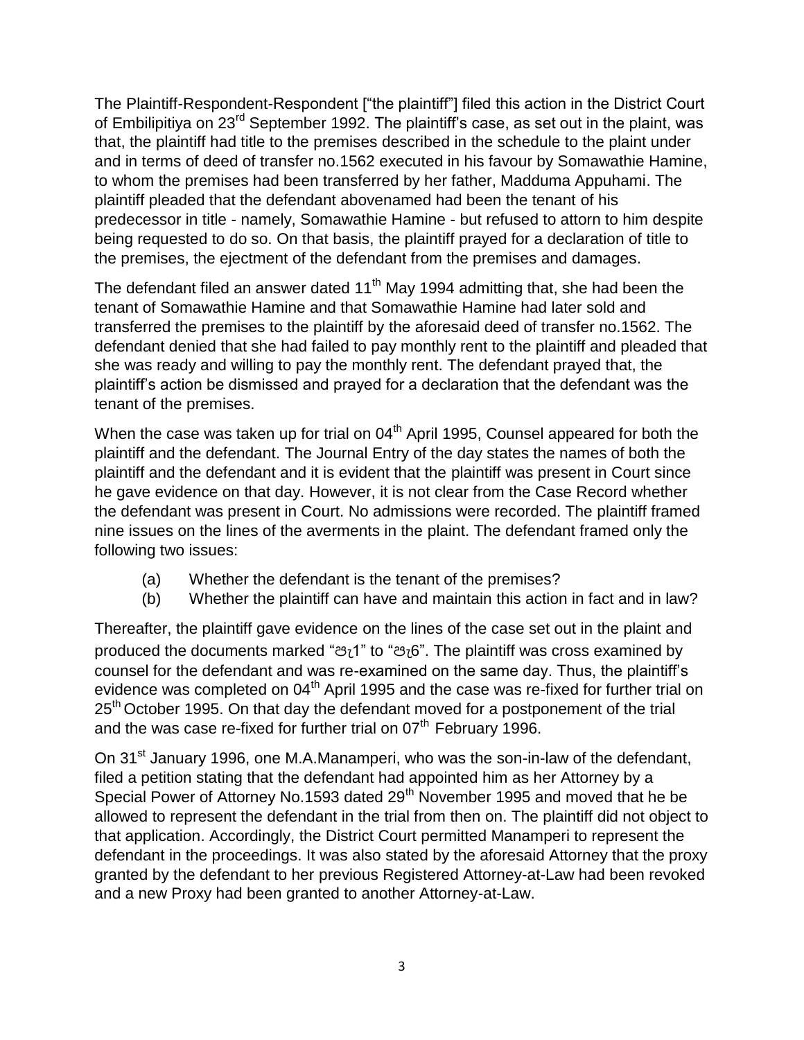The Plaintiff-Respondent-Respondent ["the plaintiff"] filed this action in the District Court of Embilipitiya on 23rd September 1992. The plaintiff's case, as set out in the plaint, was that, the plaintiff had title to the premises described in the schedule to the plaint under and in terms of deed of transfer no.1562 executed in his favour by Somawathie Hamine, to whom the premises had been transferred by her father, Madduma Appuhami. The plaintiff pleaded that the defendant abovenamed had been the tenant of his predecessor in title - namely, Somawathie Hamine - but refused to attorn to him despite being requested to do so. On that basis, the plaintiff prayed for a declaration of title to the premises, the ejectment of the defendant from the premises and damages.

The defendant filed an answer dated 11th May 1994 admitting that, she had been the tenant of Somawathie Hamine and that Somawathie Hamine had later sold and transferred the premises to the plaintiff by the aforesaid deed of transfer no.1562. The defendant denied that she had failed to pay monthly rent to the plaintiff and pleaded that she was ready and willing to pay the monthly rent. The defendant prayed that, the plaintiff's action be dismissed and prayed for a declaration that the defendant was the tenant of the premises.

When the case was taken up for trial on 04th April 1995, Counsel appeared for both the plaintiff and the defendant. The Journal Entry of the day states the names of both the plaintiff and the defendant and it is evident that the plaintiff was present in Court since he gave evidence on that day. However, it is not clear from the Case Record whether the defendant was present in Court. No admissions were recorded. The plaintiff framed nine issues on the lines of the averments in the plaint. The defendant framed only the following two issues:

(a) Whether the defendant is the tenant of the premises?

(b) Whether the plaintiff can have and maintain this action in fact and in law?

Thereafter, the plaintiff gave evidence on the lines of the case set out in the plaint and produced the documents marked "පැ1" to "පැ6". The plaintiff was cross examined by counsel for the defendant and was re-examined on the same day. Thus, the plaintiff's evidence was completed on 04th April 1995 and the case was re-fixed for further trial on 25th October 1995. On that day the defendant moved for a postponement of the trial and the was case re-fixed for further trial on 07th February 1996.

On 31st January 1996, one M.A.Manamperi, who was the son-in-law of the defendant, filed a petition stating that the defendant had appointed him as her Attorney by a Special Power of Attorney No.1593 dated 29th November 1995 and moved that he be allowed to represent the defendant in the trial from then on. The plaintiff did not object to that application. Accordingly, the District Court permitted Manamperi to represent the defendant in the proceedings. It was also stated by the aforesaid Attorney that the proxy granted by the defendant to her previous Registered Attorney-at-Law had been revoked and a new Proxy had been granted to another Attorney-at-Law.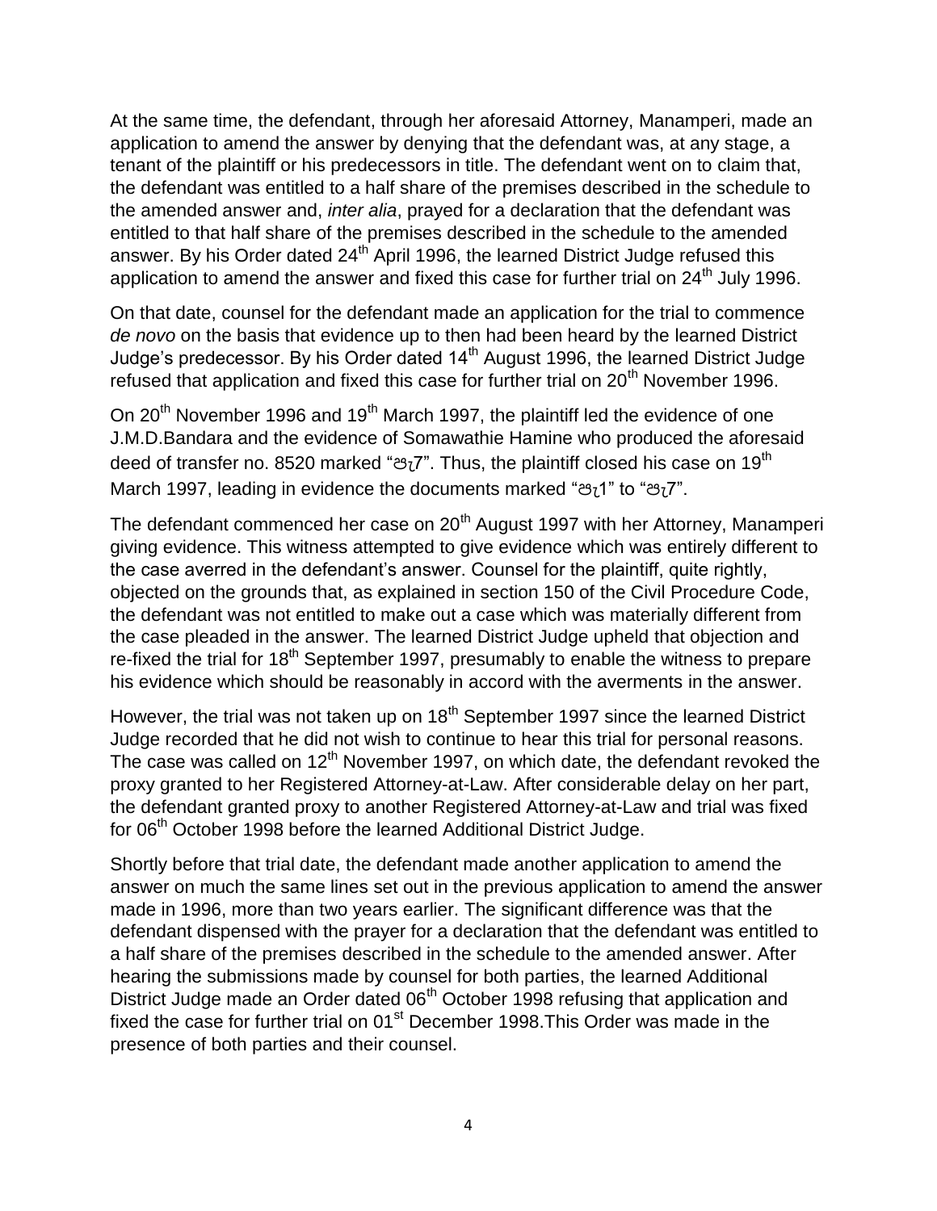At the same time, the defendant, through her aforesaid Attorney, Manamperi, made an application to amend the answer by denying that the defendant was, at any stage, a tenant of the plaintiff or his predecessors in title. The defendant went on to claim that, the defendant was entitled to a half share of the premises described in the schedule to the amended answer and, *inter alia*, prayed for a declaration that the defendant was entitled to that half share of the premises described in the schedule to the amended answer. By his Order dated 24th April 1996, the learned District Judge refused this application to amend the answer and fixed this case for further trial on 24th July 1996.

On that date, counsel for the defendant made an application for the trial to commence *de novo* on the basis that evidence up to then had been heard by the learned District Judge's predecessor. By his Order dated 14th August 1996, the learned District Judge refused that application and fixed this case for further trial on 20th November 1996.

On 20th November 1996 and 19th March 1997, the plaintiff led the evidence of one J.M.D.Bandara and the evidence of Somawathie Hamine who produced the aforesaid deed of transfer no. 8520 marked "පැ7". Thus, the plaintiff closed his case on 19th March 1997, leading in evidence the documents marked "පැ1" to "පැ7".

The defendant commenced her case on 20th August 1997 with her Attorney, Manamperi giving evidence. This witness attempted to give evidence which was entirely different to the case averred in the defendant's answer. Counsel for the plaintiff, quite rightly, objected on the grounds that, as explained in section 150 of the Civil Procedure Code, the defendant was not entitled to make out a case which was materially different from the case pleaded in the answer. The learned District Judge upheld that objection and re-fixed the trial for 18th September 1997, presumably to enable the witness to prepare his evidence which should be reasonably in accord with the averments in the answer.

However, the trial was not taken up on 18th September 1997 since the learned District Judge recorded that he did not wish to continue to hear this trial for personal reasons. The case was called on 12th November 1997, on which date, the defendant revoked the proxy granted to her Registered Attorney-at-Law. After considerable delay on her part, the defendant granted proxy to another Registered Attorney-at-Law and trial was fixed for 06th October 1998 before the learned Additional District Judge.

Shortly before that trial date, the defendant made another application to amend the answer on much the same lines set out in the previous application to amend the answer made in 1996, more than two years earlier. The significant difference was that the defendant dispensed with the prayer for a declaration that the defendant was entitled to a half share of the premises described in the schedule to the amended answer. After hearing the submissions made by counsel for both parties, the learned Additional District Judge made an Order dated 06th October 1998 refusing that application and fixed the case for further trial on 01st December 1998.This Order was made in the presence of both parties and their counsel.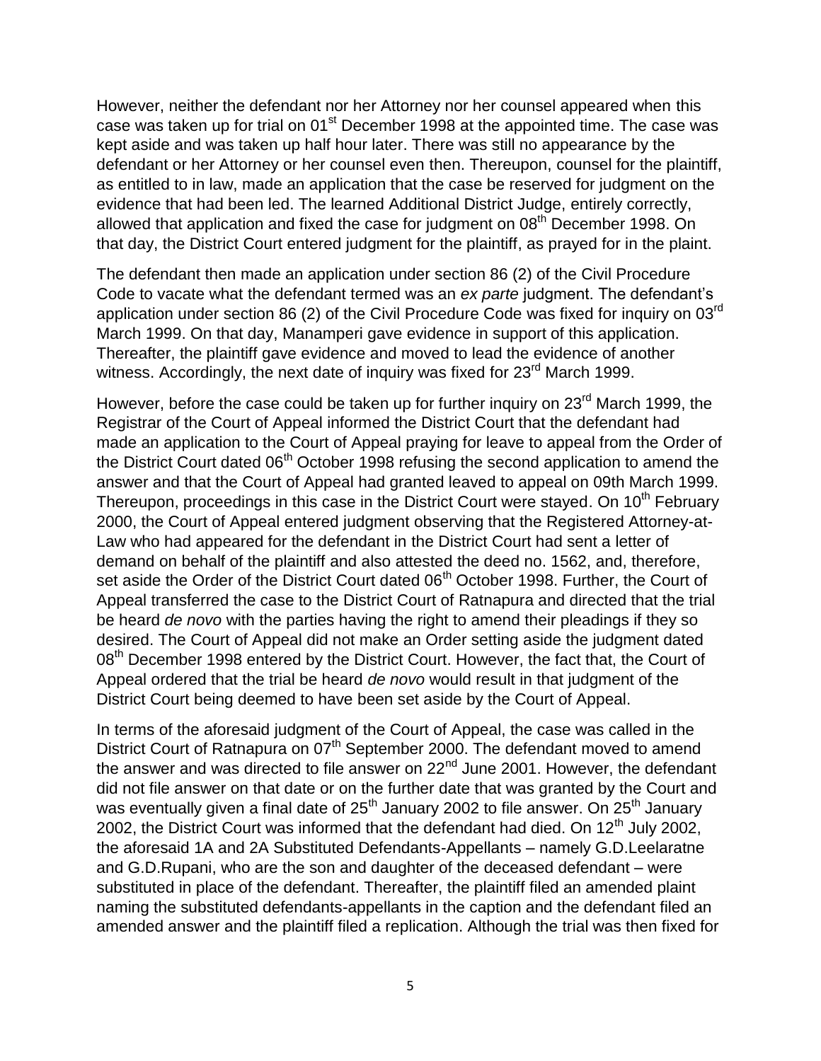However, neither the defendant nor her Attorney nor her counsel appeared when this case was taken up for trial on 01st December 1998 at the appointed time. The case was kept aside and was taken up half hour later. There was still no appearance by the defendant or her Attorney or her counsel even then. Thereupon, counsel for the plaintiff, as entitled to in law, made an application that the case be reserved for judgment on the evidence that had been led. The learned Additional District Judge, entirely correctly, allowed that application and fixed the case for judgment on 08th December 1998. On that day, the District Court entered judgment for the plaintiff, as prayed for in the plaint.

The defendant then made an application under section 86 (2) of the Civil Procedure Code to vacate what the defendant termed was an *ex parte* judgment. The defendant's application under section 86 (2) of the Civil Procedure Code was fixed for inquiry on 03rd March 1999. On that day, Manamperi gave evidence in support of this application. Thereafter, the plaintiff gave evidence and moved to lead the evidence of another witness. Accordingly, the next date of inquiry was fixed for 23rd March 1999.

However, before the case could be taken up for further inquiry on 23rd March 1999, the Registrar of the Court of Appeal informed the District Court that the defendant had made an application to the Court of Appeal praying for leave to appeal from the Order of the District Court dated 06th October 1998 refusing the second application to amend the answer and that the Court of Appeal had granted leaved to appeal on 09th March 1999. Thereupon, proceedings in this case in the District Court were stayed. On 10th February 2000, the Court of Appeal entered judgment observing that the Registered Attorney-at-Law who had appeared for the defendant in the District Court had sent a letter of demand on behalf of the plaintiff and also attested the deed no. 1562, and, therefore, set aside the Order of the District Court dated 06th October 1998. Further, the Court of Appeal transferred the case to the District Court of Ratnapura and directed that the trial be heard *de novo* with the parties having the right to amend their pleadings if they so desired. The Court of Appeal did not make an Order setting aside the judgment dated 08th December 1998 entered by the District Court. However, the fact that, the Court of Appeal ordered that the trial be heard *de novo* would result in that judgment of the District Court being deemed to have been set aside by the Court of Appeal.

In terms of the aforesaid judgment of the Court of Appeal, the case was called in the District Court of Ratnapura on 07th September 2000. The defendant moved to amend the answer and was directed to file answer on 22nd June 2001. However, the defendant did not file answer on that date or on the further date that was granted by the Court and was eventually given a final date of 25th January 2002 to file answer. On 25th January 2002, the District Court was informed that the defendant had died. On 12th July 2002, the aforesaid 1A and 2A Substituted Defendants-Appellants – namely G.D.Leelaratne and G.D.Rupani, who are the son and daughter of the deceased defendant – were substituted in place of the defendant. Thereafter, the plaintiff filed an amended plaint naming the substituted defendants-appellants in the caption and the defendant filed an amended answer and the plaintiff filed a replication. Although the trial was then fixed for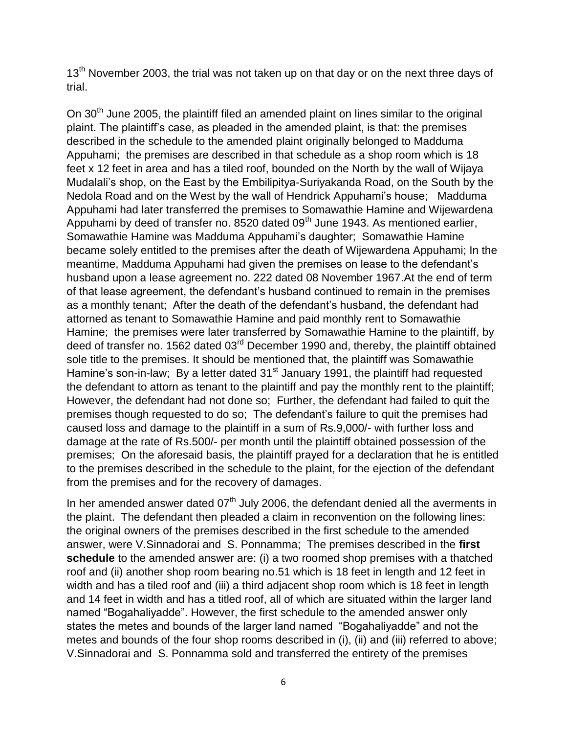13th November 2003, the trial was not taken up on that day or on the next three days of trial.

On 30th June 2005, the plaintiff filed an amended plaint on lines similar to the original plaint. The plaintiff's case, as pleaded in the amended plaint, is that: the premises described in the schedule to the amended plaint originally belonged to Madduma Appuhami; the premises are described in that schedule as a shop room which is 18 feet x 12 feet in area and has a tiled roof, bounded on the North by the wall of Wijaya Mudalali's shop, on the East by the Embilipitya-Suriyakanda Road, on the South by the Nedola Road and on the West by the wall of Hendrick Appuhami's house; Madduma Appuhami had later transferred the premises to Somawathie Hamine and Wijewardena Appuhami by deed of transfer no. 8520 dated 09th June 1943. As mentioned earlier, Somawathie Hamine was Madduma Appuhami's daughter; Somawathie Hamine became solely entitled to the premises after the death of Wijewardena Appuhami; In the meantime, Madduma Appuhami had given the premises on lease to the defendant's husband upon a lease agreement no. 222 dated 08 November 1967.At the end of term of that lease agreement, the defendant's husband continued to remain in the premises as a monthly tenant; After the death of the defendant's husband, the defendant had attorned as tenant to Somawathie Hamine and paid monthly rent to Somawathie Hamine; the premises were later transferred by Somawathie Hamine to the plaintiff, by deed of transfer no. 1562 dated 03rd December 1990 and, thereby, the plaintiff obtained sole title to the premises. It should be mentioned that, the plaintiff was Somawathie Hamine's son-in-law; By a letter dated 31st January 1991, the plaintiff had requested the defendant to attorn as tenant to the plaintiff and pay the monthly rent to the plaintiff; However, the defendant had not done so; Further, the defendant had failed to quit the premises though requested to do so; The defendant's failure to quit the premises had caused loss and damage to the plaintiff in a sum of Rs.9,000/- with further loss and damage at the rate of Rs.500/- per month until the plaintiff obtained possession of the premises; On the aforesaid basis, the plaintiff prayed for a declaration that he is entitled to the premises described in the schedule to the plaint, for the ejection of the defendant from the premises and for the recovery of damages.

In her amended answer dated 07th July 2006, the defendant denied all the averments in the plaint. The defendant then pleaded a claim in reconvention on the following lines: the original owners of the premises described in the first schedule to the amended answer, were V.Sinnadorai and S. Ponnamma; The premises described in the **first schedule** to the amended answer are: (i) a two roomed shop premises with a thatched roof and (ii) another shop room bearing no.51 which is 18 feet in length and 12 feet in width and has a tiled roof and (iii) a third adjacent shop room which is 18 feet in length and 14 feet in width and has a titled roof, all of which are situated within the larger land named "Bogahaliyadde". However, the first schedule to the amended answer only states the metes and bounds of the larger land named "Bogahaliyadde" and not the metes and bounds of the four shop rooms described in (i), (ii) and (iii) referred to above; V.Sinnadorai and S. Ponnamma sold and transferred the entirety of the premises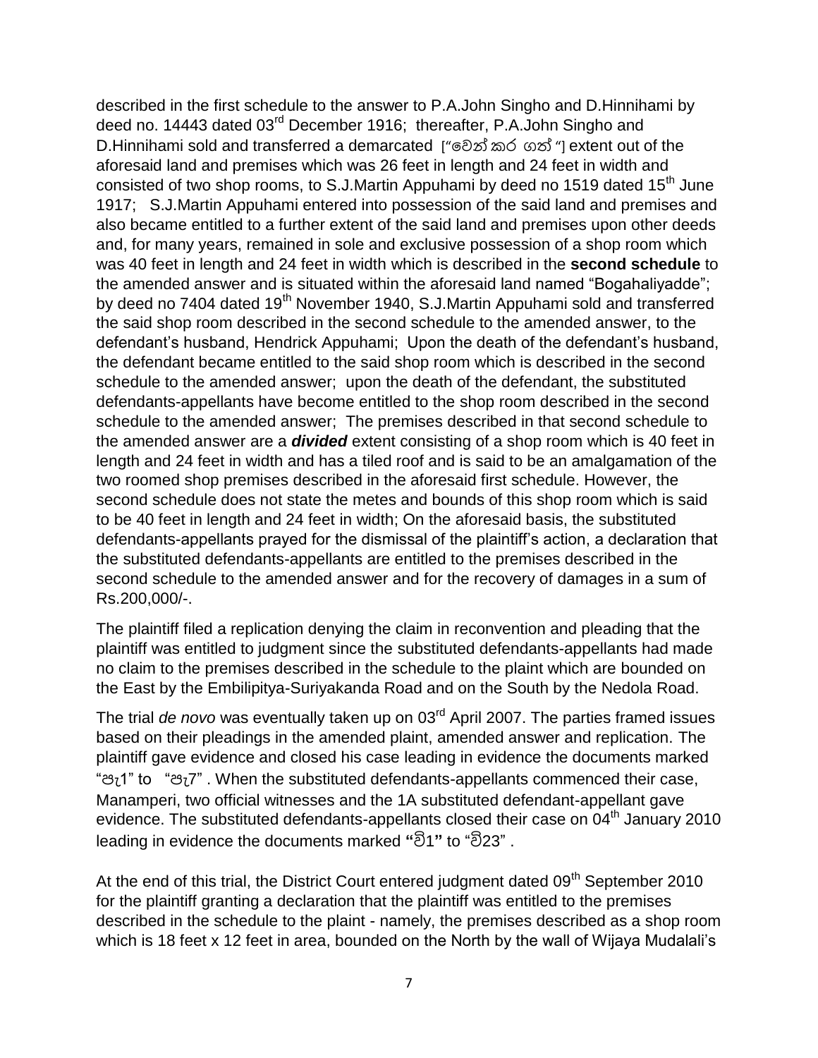described in the first schedule to the answer to P.A.John Singho and D.Hinnihami by deed no. 14443 dated 03rd December 1916; thereafter, P.A.John Singho and D.Hinnihami sold and transferred a demarcated ["වෙන් කර ගත්"] extent out of the aforesaid land and premises which was 26 feet in length and 24 feet in width and consisted of two shop rooms, to S.J.Martin Appuhami by deed no 1519 dated 15th June 1917; S.J.Martin Appuhami entered into possession of the said land and premises and also became entitled to a further extent of the said land and premises upon other deeds and, for many years, remained in sole and exclusive possession of a shop room which was 40 feet in length and 24 feet in width which is described in the **second schedule** to the amended answer and is situated within the aforesaid land named "Bogahaliyadde"; by deed no 7404 dated 19th November 1940, S.J.Martin Appuhami sold and transferred the said shop room described in the second schedule to the amended answer, to the defendant's husband, Hendrick Appuhami; Upon the death of the defendant's husband, the defendant became entitled to the said shop room which is described in the second schedule to the amended answer; upon the death of the defendant, the substituted defendants-appellants have become entitled to the shop room described in the second schedule to the amended answer; The premises described in that second schedule to the amended answer are a ***divided*** extent consisting of a shop room which is 40 feet in length and 24 feet in width and has a tiled roof and is said to be an amalgamation of the two roomed shop premises described in the aforesaid first schedule. However, the second schedule does not state the metes and bounds of this shop room which is said to be 40 feet in length and 24 feet in width; On the aforesaid basis, the substituted defendants-appellants prayed for the dismissal of the plaintiff's action, a declaration that the substituted defendants-appellants are entitled to the premises described in the second schedule to the amended answer and for the recovery of damages in a sum of Rs.200,000/-.

The plaintiff filed a replication denying the claim in reconvention and pleading that the plaintiff was entitled to judgment since the substituted defendants-appellants had made no claim to the premises described in the schedule to the plaint which are bounded on the East by the Embilipitya-Suriyakanda Road and on the South by the Nedola Road.

The trial *de novo* was eventually taken up on 03rd April 2007. The parties framed issues based on their pleadings in the amended plaint, amended answer and replication. The plaintiff gave evidence and closed his case leading in evidence the documents marked "පැ1" to "පැ7". When the substituted defendants-appellants commenced their case, Manamperi, two official witnesses and the 1A substituted defendant-appellant gave evidence. The substituted defendants-appellants closed their case on 04th January 2010 leading in evidence the documents marked **"**වි1**"** to "වි23".

At the end of this trial, the District Court entered judgment dated 09th September 2010 for the plaintiff granting a declaration that the plaintiff was entitled to the premises described in the schedule to the plaint - namely, the premises described as a shop room which is 18 feet x 12 feet in area, bounded on the North by the wall of Wijaya Mudalali's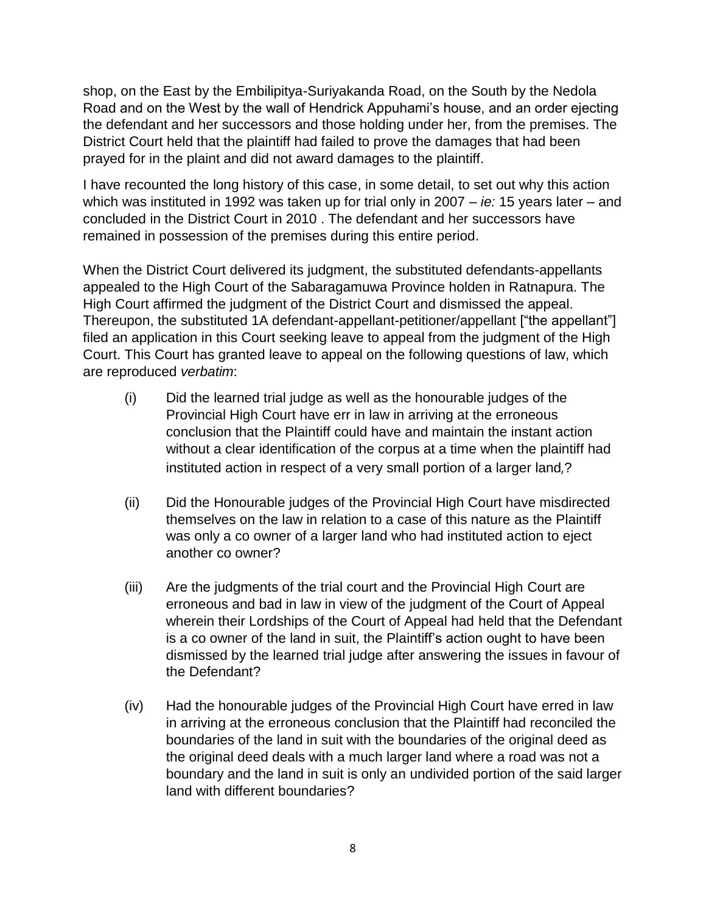shop, on the East by the Embilipitya-Suriyakanda Road, on the South by the Nedola Road and on the West by the wall of Hendrick Appuhami's house, and an order ejecting the defendant and her successors and those holding under her, from the premises. The District Court held that the plaintiff had failed to prove the damages that had been prayed for in the plaint and did not award damages to the plaintiff.

I have recounted the long history of this case, in some detail, to set out why this action which was instituted in 1992 was taken up for trial only in 2007 – *ie:* 15 years later – and concluded in the District Court in 2010 . The defendant and her successors have remained in possession of the premises during this entire period.

When the District Court delivered its judgment, the substituted defendants-appellants appealed to the High Court of the Sabaragamuwa Province holden in Ratnapura. The High Court affirmed the judgment of the District Court and dismissed the appeal. Thereupon, the substituted 1A defendant-appellant-petitioner/appellant ["the appellant"] filed an application in this Court seeking leave to appeal from the judgment of the High Court. This Court has granted leave to appeal on the following questions of law, which are reproduced *verbatim*:

(i) Did the learned trial judge as well as the honourable judges of the Provincial High Court have err in law in arriving at the erroneous conclusion that the Plaintiff could have and maintain the instant action without a clear identification of the corpus at a time when the plaintiff had instituted action in respect of a very small portion of a larger land,?

(ii) Did the Honourable judges of the Provincial High Court have misdirected themselves on the law in relation to a case of this nature as the Plaintiff was only a co owner of a larger land who had instituted action to eject another co owner?

(iii) Are the judgments of the trial court and the Provincial High Court are erroneous and bad in law in view of the judgment of the Court of Appeal wherein their Lordships of the Court of Appeal had held that the Defendant is a co owner of the land in suit, the Plaintiff's action ought to have been dismissed by the learned trial judge after answering the issues in favour of the Defendant?

(iv) Had the honourable judges of the Provincial High Court have erred in law in arriving at the erroneous conclusion that the Plaintiff had reconciled the boundaries of the land in suit with the boundaries of the original deed as the original deed deals with a much larger land where a road was not a boundary and the land in suit is only an undivided portion of the said larger land with different boundaries?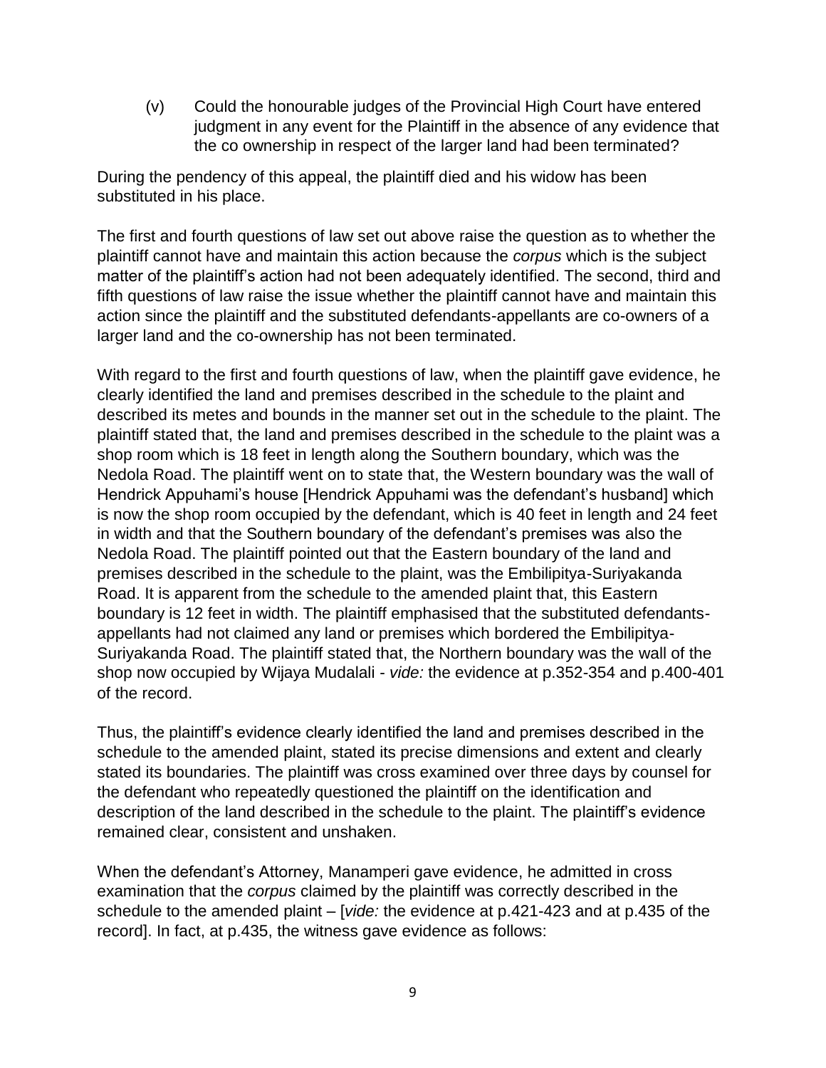(v) Could the honourable judges of the Provincial High Court have entered judgment in any event for the Plaintiff in the absence of any evidence that the co ownership in respect of the larger land had been terminated?

During the pendency of this appeal, the plaintiff died and his widow has been substituted in his place.

The first and fourth questions of law set out above raise the question as to whether the plaintiff cannot have and maintain this action because the *corpus* which is the subject matter of the plaintiff's action had not been adequately identified. The second, third and fifth questions of law raise the issue whether the plaintiff cannot have and maintain this action since the plaintiff and the substituted defendants-appellants are co-owners of a larger land and the co-ownership has not been terminated.

With regard to the first and fourth questions of law, when the plaintiff gave evidence, he clearly identified the land and premises described in the schedule to the plaint and described its metes and bounds in the manner set out in the schedule to the plaint. The plaintiff stated that, the land and premises described in the schedule to the plaint was a shop room which is 18 feet in length along the Southern boundary, which was the Nedola Road. The plaintiff went on to state that, the Western boundary was the wall of Hendrick Appuhami's house [Hendrick Appuhami was the defendant's husband] which is now the shop room occupied by the defendant, which is 40 feet in length and 24 feet in width and that the Southern boundary of the defendant's premises was also the Nedola Road. The plaintiff pointed out that the Eastern boundary of the land and premises described in the schedule to the plaint, was the Embilipitya-Suriyakanda Road. It is apparent from the schedule to the amended plaint that, this Eastern boundary is 12 feet in width. The plaintiff emphasised that the substituted defendants-appellants had not claimed any land or premises which bordered the Embilipitya-Suriyakanda Road. The plaintiff stated that, the Northern boundary was the wall of the shop now occupied by Wijaya Mudalali - *vide:* the evidence at p.352-354 and p.400-401 of the record.

Thus, the plaintiff's evidence clearly identified the land and premises described in the schedule to the amended plaint, stated its precise dimensions and extent and clearly stated its boundaries. The plaintiff was cross examined over three days by counsel for the defendant who repeatedly questioned the plaintiff on the identification and description of the land described in the schedule to the plaint. The plaintiff's evidence remained clear, consistent and unshaken.

When the defendant's Attorney, Manamperi gave evidence, he admitted in cross examination that the *corpus* claimed by the plaintiff was correctly described in the schedule to the amended plaint – [*vide:* the evidence at p.421-423 and at p.435 of the record]. In fact, at p.435, the witness gave evidence as follows: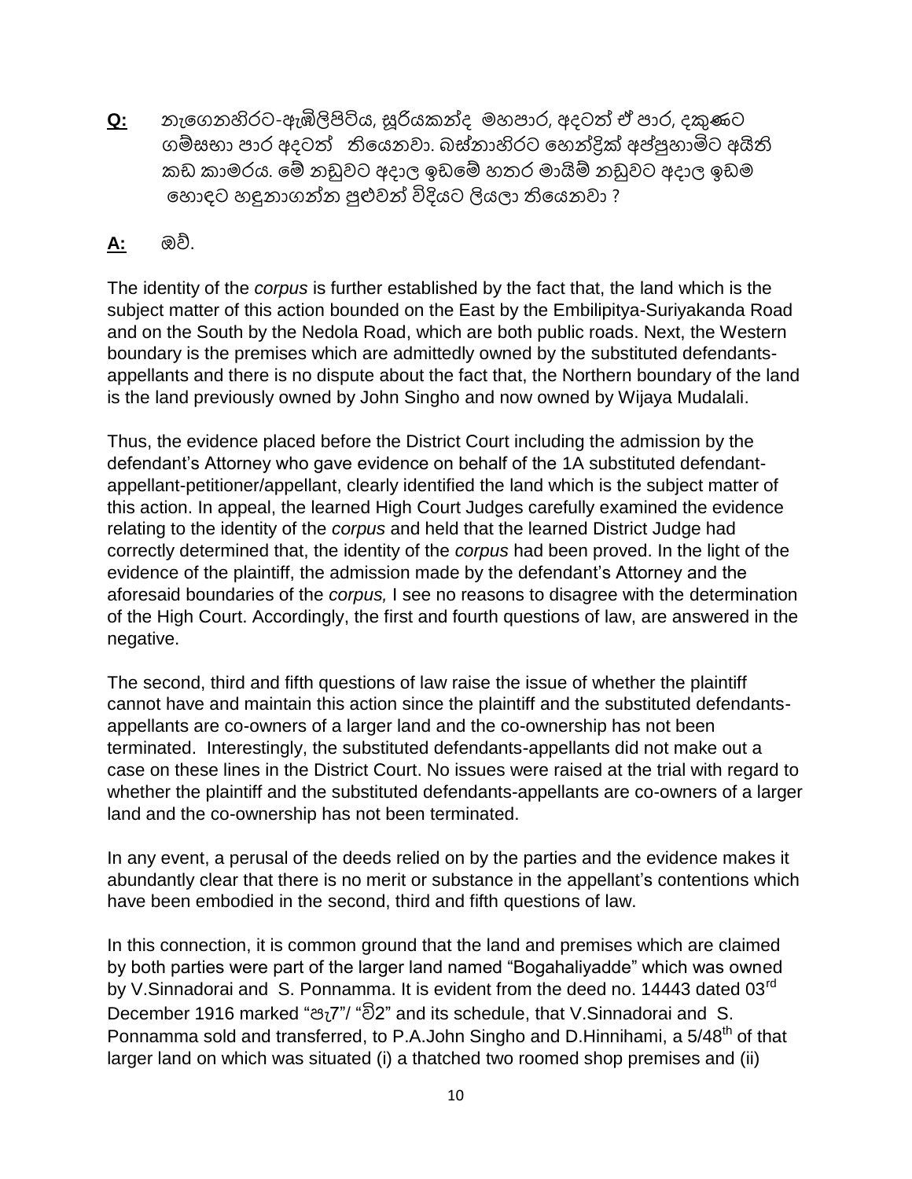**Q:** නැගෙනහිරට-ඇඹිලිපිටිය, සූරියකන්ද මහපාර, අදටත් ඒ පාර, දකුණට ගම්සභා පාර අදටත් තියෙනවා. බස්නාහිරට හෙන්ද්‍රික් අප්පුහාමිට අයිති කඩ කාමරය. මේ නඩුවට අදාල ඉඩමේ හතර මායිම් නඩුවට අදාල ඉඩම හොඳට හඳුනාගන්න පුළුවන් විදියට ලියලා තියෙනවා ?

**A:** ඔව්.

The identity of the *corpus* is further established by the fact that, the land which is the subject matter of this action bounded on the East by the Embilipitya-Suriyakanda Road and on the South by the Nedola Road, which are both public roads. Next, the Western boundary is the premises which are admittedly owned by the substituted defendants-appellants and there is no dispute about the fact that, the Northern boundary of the land is the land previously owned by John Singho and now owned by Wijaya Mudalali.

Thus, the evidence placed before the District Court including the admission by the defendant's Attorney who gave evidence on behalf of the 1A substituted defendant-appellant-petitioner/appellant, clearly identified the land which is the subject matter of this action. In appeal, the learned High Court Judges carefully examined the evidence relating to the identity of the *corpus* and held that the learned District Judge had correctly determined that, the identity of the *corpus* had been proved. In the light of the evidence of the plaintiff, the admission made by the defendant's Attorney and the aforesaid boundaries of the *corpus,* I see no reasons to disagree with the determination of the High Court. Accordingly, the first and fourth questions of law, are answered in the negative.

The second, third and fifth questions of law raise the issue of whether the plaintiff cannot have and maintain this action since the plaintiff and the substituted defendants-appellants are co-owners of a larger land and the co-ownership has not been terminated. Interestingly, the substituted defendants-appellants did not make out a case on these lines in the District Court. No issues were raised at the trial with regard to whether the plaintiff and the substituted defendants-appellants are co-owners of a larger land and the co-ownership has not been terminated.

In any event, a perusal of the deeds relied on by the parties and the evidence makes it abundantly clear that there is no merit or substance in the appellant's contentions which have been embodied in the second, third and fifth questions of law.

In this connection, it is common ground that the land and premises which are claimed by both parties were part of the larger land named "Bogahaliyadde" which was owned by V.Sinnadorai and S. Ponnamma. It is evident from the deed no. 14443 dated 03rd December 1916 marked "පැ7"/ "වි2" and its schedule, that V.Sinnadorai and S. Ponnamma sold and transferred, to P.A.John Singho and D.Hinnihami, a 5/48th of that larger land on which was situated (i) a thatched two roomed shop premises and (ii)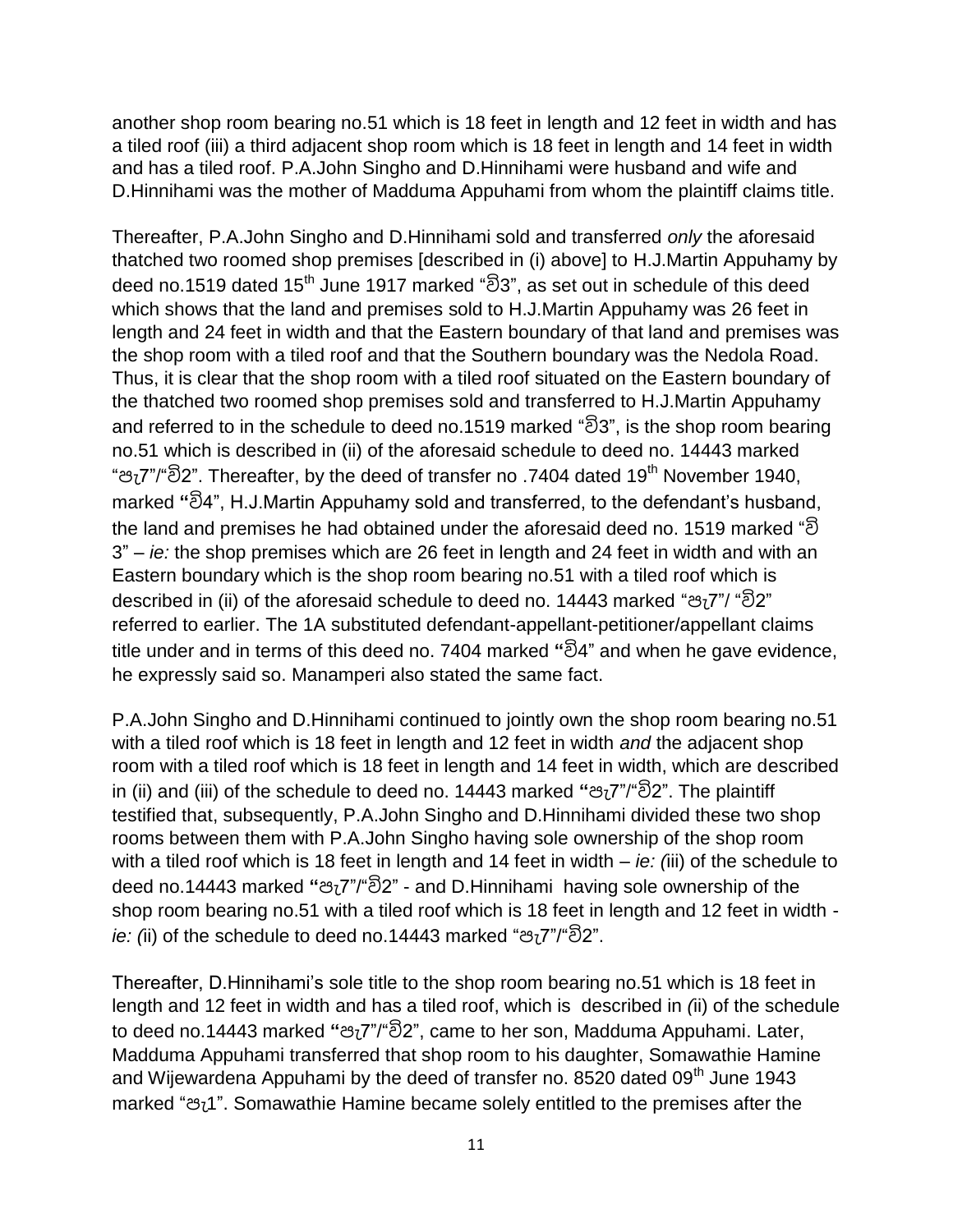another shop room bearing no.51 which is 18 feet in length and 12 feet in width and has a tiled roof (iii) a third adjacent shop room which is 18 feet in length and 14 feet in width and has a tiled roof. P.A.John Singho and D.Hinnihami were husband and wife and D.Hinnihami was the mother of Madduma Appuhami from whom the plaintiff claims title.

Thereafter, P.A.John Singho and D.Hinnihami sold and transferred *only* the aforesaid thatched two roomed shop premises [described in (i) above] to H.J.Martin Appuhamy by deed no.1519 dated 15th June 1917 marked "වි3", as set out in schedule of this deed which shows that the land and premises sold to H.J.Martin Appuhamy was 26 feet in length and 24 feet in width and that the Eastern boundary of that land and premises was the shop room with a tiled roof and that the Southern boundary was the Nedola Road. Thus, it is clear that the shop room with a tiled roof situated on the Eastern boundary of the thatched two roomed shop premises sold and transferred to H.J.Martin Appuhamy and referred to in the schedule to deed no.1519 marked "වි3", is the shop room bearing no.51 which is described in (ii) of the aforesaid schedule to deed no. 14443 marked "පැ7"/"වි2". Thereafter, by the deed of transfer no .7404 dated 19th November 1940, marked **"**වි4", H.J.Martin Appuhamy sold and transferred, to the defendant's husband, the land and premises he had obtained under the aforesaid deed no. 1519 marked "වි 3" – *ie:* the shop premises which are 26 feet in length and 24 feet in width and with an Eastern boundary which is the shop room bearing no.51 with a tiled roof which is described in (ii) of the aforesaid schedule to deed no. 14443 marked "පැ7"/ "වි2" referred to earlier. The 1A substituted defendant-appellant-petitioner/appellant claims title under and in terms of this deed no. 7404 marked **"**වි4" and when he gave evidence, he expressly said so. Manamperi also stated the same fact.

P.A.John Singho and D.Hinnihami continued to jointly own the shop room bearing no.51 with a tiled roof which is 18 feet in length and 12 feet in width *and* the adjacent shop room with a tiled roof which is 18 feet in length and 14 feet in width, which are described in (ii) and (iii) of the schedule to deed no. 14443 marked **"**පැ7"/"වි2". The plaintiff testified that, subsequently, P.A.John Singho and D.Hinnihami divided these two shop rooms between them with P.A.John Singho having sole ownership of the shop room with a tiled roof which is 18 feet in length and 14 feet in width – *ie: (*iii) of the schedule to deed no.14443 marked **"**පැ7"/"වි2" - and D.Hinnihami having sole ownership of the shop room bearing no.51 with a tiled roof which is 18 feet in length and 12 feet in width - *ie: (*ii) of the schedule to deed no.14443 marked "පැ7"/"වි2".

Thereafter, D.Hinnihami's sole title to the shop room bearing no.51 which is 18 feet in length and 12 feet in width and has a tiled roof, which is described in *(*ii) of the schedule to deed no.14443 marked **"**පැ7"/"වි2", came to her son, Madduma Appuhami. Later, Madduma Appuhami transferred that shop room to his daughter, Somawathie Hamine and Wijewardena Appuhami by the deed of transfer no. 8520 dated 09th June 1943 marked "පැ1". Somawathie Hamine became solely entitled to the premises after the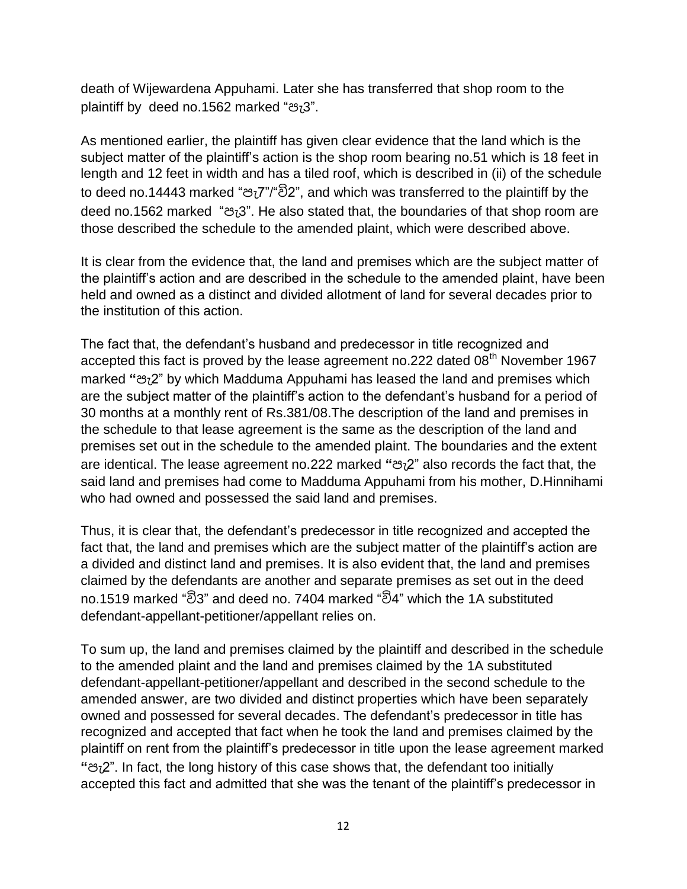death of Wijewardena Appuhami. Later she has transferred that shop room to the plaintiff by deed no.1562 marked "පැ3".

As mentioned earlier, the plaintiff has given clear evidence that the land which is the subject matter of the plaintiff's action is the shop room bearing no.51 which is 18 feet in length and 12 feet in width and has a tiled roof, which is described in (ii) of the schedule to deed no.14443 marked "පැ7"/"වි2", and which was transferred to the plaintiff by the deed no.1562 marked "පැ3". He also stated that, the boundaries of that shop room are those described the schedule to the amended plaint, which were described above.

It is clear from the evidence that, the land and premises which are the subject matter of the plaintiff's action and are described in the schedule to the amended plaint, have been held and owned as a distinct and divided allotment of land for several decades prior to the institution of this action.

The fact that, the defendant's husband and predecessor in title recognized and accepted this fact is proved by the lease agreement no.222 dated 08th November 1967 marked "පැ2" by which Madduma Appuhami has leased the land and premises which are the subject matter of the plaintiff's action to the defendant's husband for a period of 30 months at a monthly rent of Rs.381/08.The description of the land and premises in the schedule to that lease agreement is the same as the description of the land and premises set out in the schedule to the amended plaint. The boundaries and the extent are identical. The lease agreement no.222 marked "පැ2" also records the fact that, the said land and premises had come to Madduma Appuhami from his mother, D.Hinnihami who had owned and possessed the said land and premises.

Thus, it is clear that, the defendant's predecessor in title recognized and accepted the fact that, the land and premises which are the subject matter of the plaintiff's action are a divided and distinct land and premises. It is also evident that, the land and premises claimed by the defendants are another and separate premises as set out in the deed no.1519 marked "වි3" and deed no. 7404 marked "වි4" which the 1A substituted defendant-appellant-petitioner/appellant relies on.

To sum up, the land and premises claimed by the plaintiff and described in the schedule to the amended plaint and the land and premises claimed by the 1A substituted defendant-appellant-petitioner/appellant and described in the second schedule to the amended answer, are two divided and distinct properties which have been separately owned and possessed for several decades. The defendant's predecessor in title has recognized and accepted that fact when he took the land and premises claimed by the plaintiff on rent from the plaintiff's predecessor in title upon the lease agreement marked "පැ2". In fact, the long history of this case shows that, the defendant too initially accepted this fact and admitted that she was the tenant of the plaintiff's predecessor in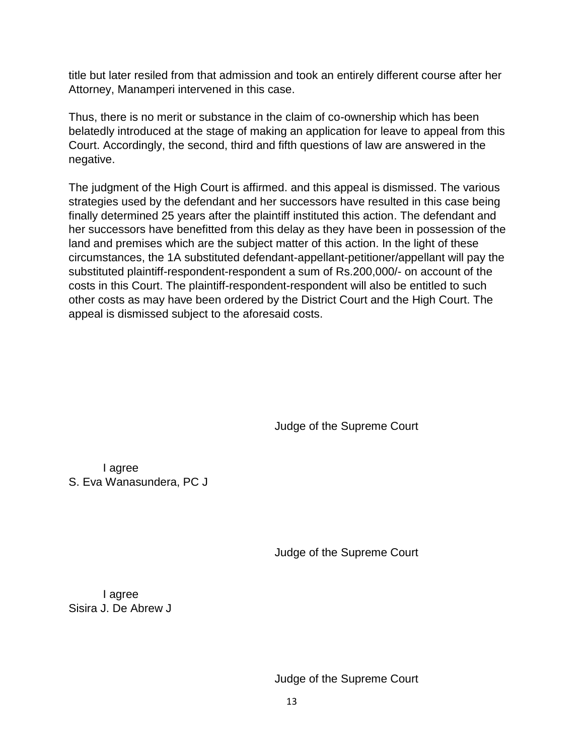title but later resiled from that admission and took an entirely different course after her Attorney, Manamperi intervened in this case.

Thus, there is no merit or substance in the claim of co-ownership which has been belatedly introduced at the stage of making an application for leave to appeal from this Court. Accordingly, the second, third and fifth questions of law are answered in the negative.

The judgment of the High Court is affirmed. and this appeal is dismissed. The various strategies used by the defendant and her successors have resulted in this case being finally determined 25 years after the plaintiff instituted this action. The defendant and her successors have benefitted from this delay as they have been in possession of the land and premises which are the subject matter of this action. In the light of these circumstances, the 1A substituted defendant-appellant-petitioner/appellant will pay the substituted plaintiff-respondent-respondent a sum of Rs.200,000/- on account of the costs in this Court. The plaintiff-respondent-respondent will also be entitled to such other costs as may have been ordered by the District Court and the High Court. The appeal is dismissed subject to the aforesaid costs.

Judge of the Supreme Court

I agree
S. Eva Wanasundera, PC J

Judge of the Supreme Court

I agree
Sisira J. De Abrew J

Judge of the Supreme Court